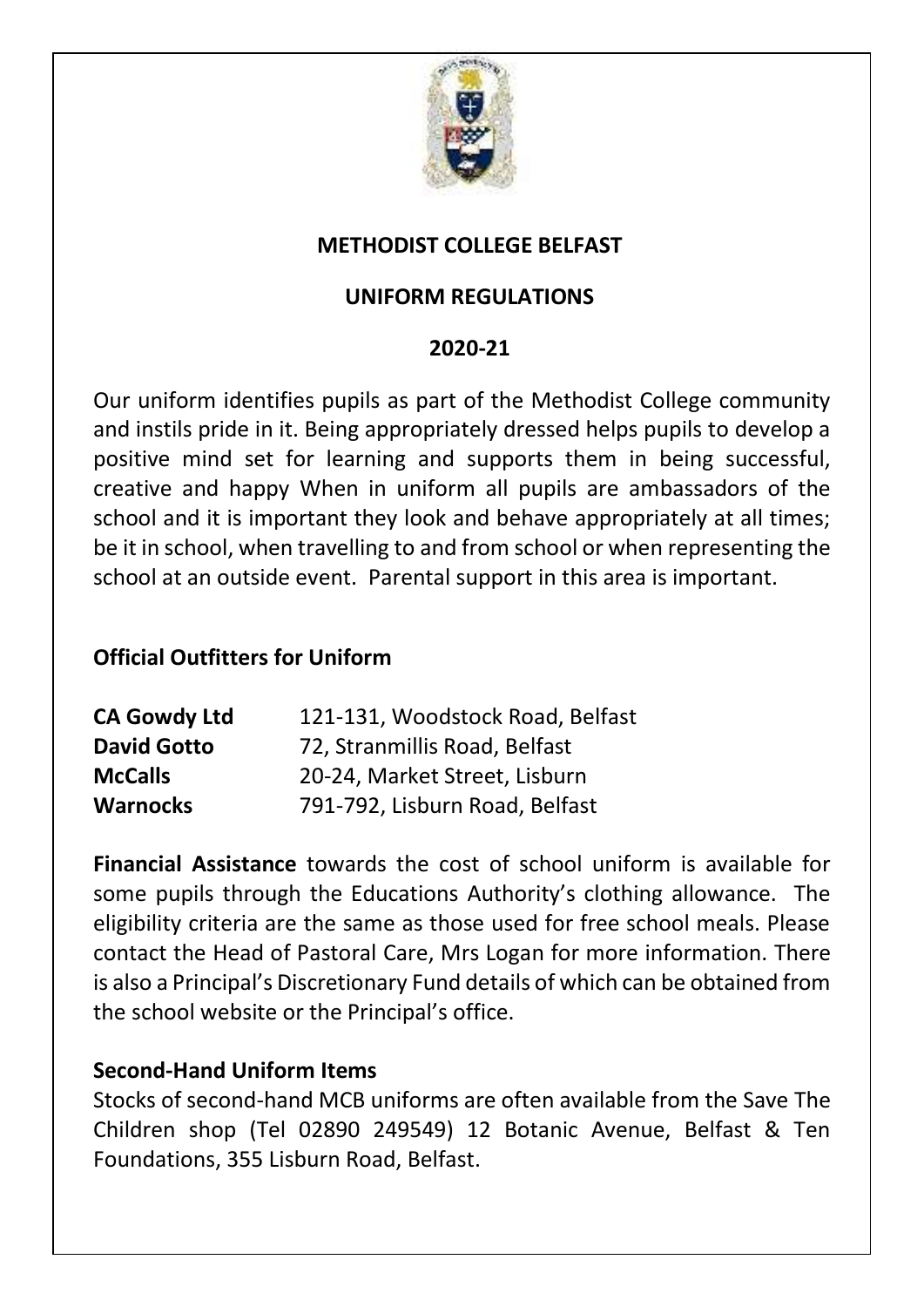# METHODIST COLLEGE BELFAST

## UNIFORM REGULATIONS

## 2020-21

Our uniform identifies pupils as part of the Methodist College community and instils pride in it. Being appropriately dressed helps pupils to develop a positive mind set for learning and supports them in being successful, creative and happy When in uniform all pupils are ambassadors of the school and it is important they look and behave appropriately at all times; be it in school, when travelling to and from school or when representing the school at an outside event. Parental support in this area is important.

### Official Outfitters for Uniform

| | |
|---|---|
| **CA Gowdy Ltd** | 121-131, Woodstock Road, Belfast |
| **David Gotto** | 72, Stranmillis Road, Belfast |
| **McCalls** | 20-24, Market Street, Lisburn |
| **Warnocks** | 791-792, Lisburn Road, Belfast |

**Financial Assistance** towards the cost of school uniform is available for some pupils through the Educations Authority's clothing allowance. The eligibility criteria are the same as those used for free school meals. Please contact the Head of Pastoral Care, Mrs Logan for more information. There is also a Principal's Discretionary Fund details of which can be obtained from the school website or the Principal's office.

### Second-Hand Uniform Items

Stocks of second-hand MCB uniforms are often available from the Save The Children shop (Tel 02890 249549) 12 Botanic Avenue, Belfast & Ten Foundations, 355 Lisburn Road, Belfast.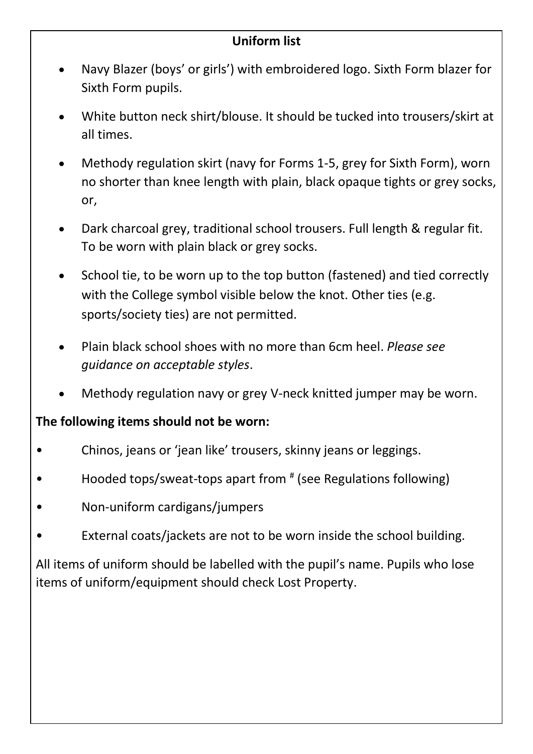## Uniform list

- Navy Blazer (boys' or girls') with embroidered logo. Sixth Form blazer for Sixth Form pupils.
- White button neck shirt/blouse. It should be tucked into trousers/skirt at all times.
- Methody regulation skirt (navy for Forms 1-5, grey for Sixth Form), worn no shorter than knee length with plain, black opaque tights or grey socks, or,
- Dark charcoal grey, traditional school trousers. Full length & regular fit. To be worn with plain black or grey socks.
- School tie, to be worn up to the top button (fastened) and tied correctly with the College symbol visible below the knot. Other ties (e.g. sports/society ties) are not permitted.
- Plain black school shoes with no more than 6cm heel. *Please see guidance on acceptable styles*.
- Methody regulation navy or grey V-neck knitted jumper may be worn.

**The following items should not be worn:**

- Chinos, jeans or 'jean like' trousers, skinny jeans or leggings.
- Hooded tops/sweat-tops apart from # (see Regulations following)
- Non-uniform cardigans/jumpers
- External coats/jackets are not to be worn inside the school building.

All items of uniform should be labelled with the pupil's name. Pupils who lose items of uniform/equipment should check Lost Property.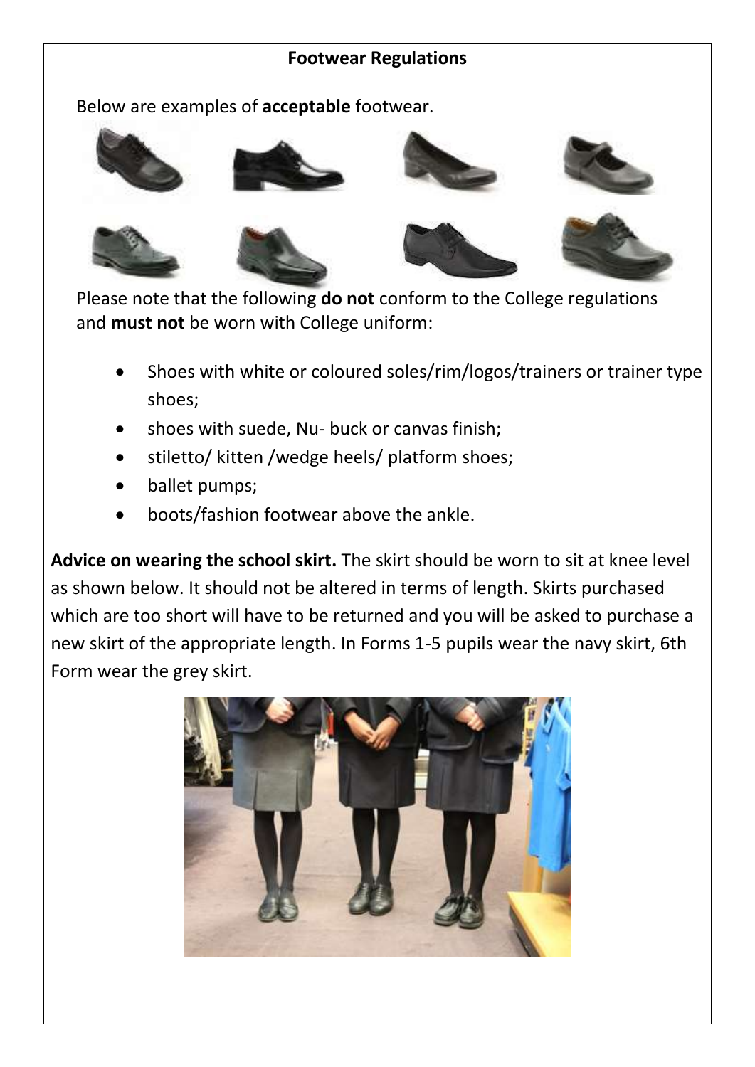**Footwear Regulations**

Below are examples of **acceptable** footwear.

Please note that the following **do not** conform to the College regulations and **must not** be worn with College uniform:

- Shoes with white or coloured soles/rim/logos/trainers or trainer type shoes;
- shoes with suede, Nu- buck or canvas finish;
- stiletto/ kitten /wedge heels/ platform shoes;
- ballet pumps;
- boots/fashion footwear above the ankle.

**Advice on wearing the school skirt.** The skirt should be worn to sit at knee level as shown below. It should not be altered in terms of length. Skirts purchased which are too short will have to be returned and you will be asked to purchase a new skirt of the appropriate length. In Forms 1-5 pupils wear the navy skirt, 6th Form wear the grey skirt.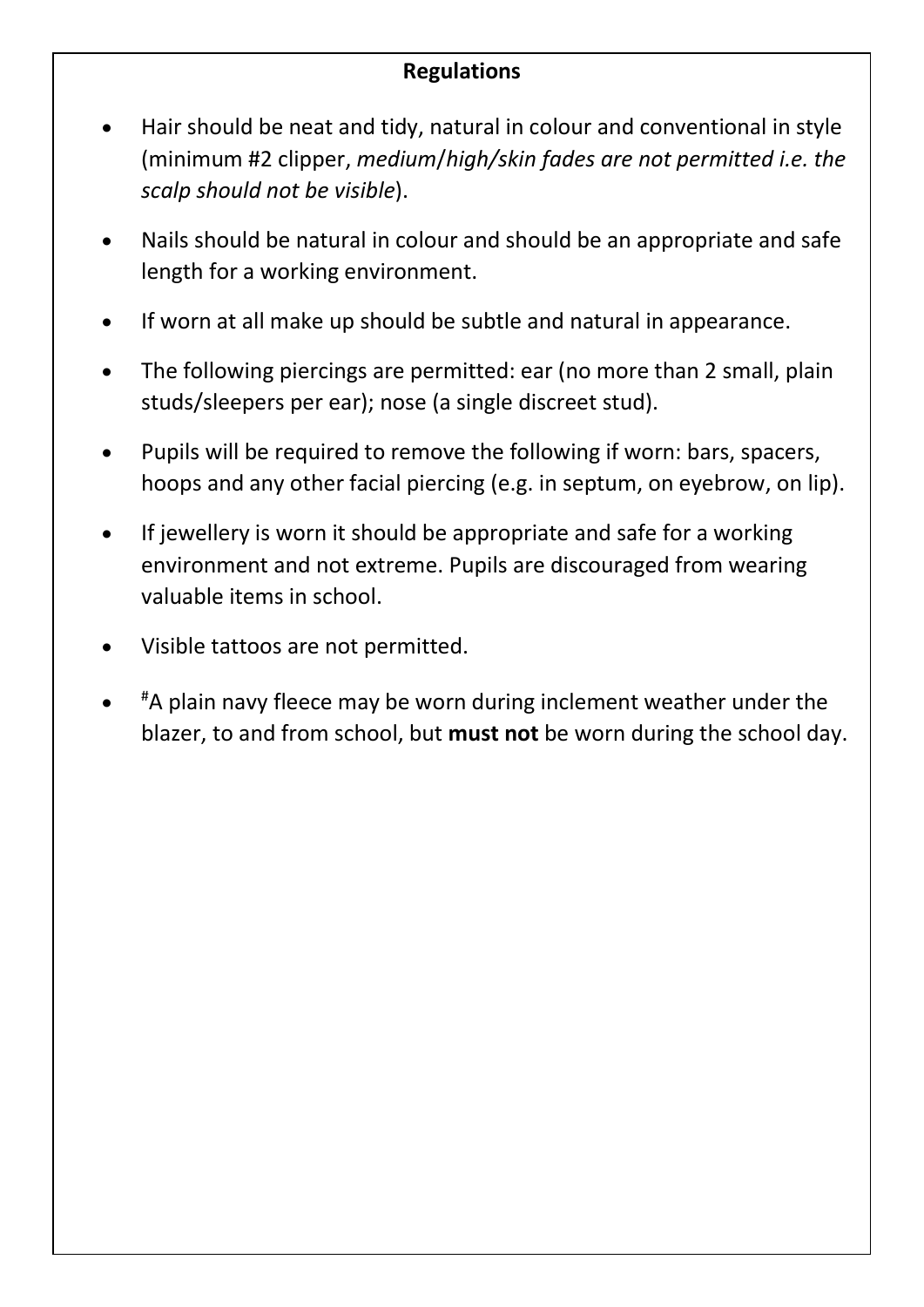**Regulations**

- Hair should be neat and tidy, natural in colour and conventional in style (minimum #2 clipper, *medium/high/skin fades are not permitted i.e. the scalp should not be visible*).
- Nails should be natural in colour and should be an appropriate and safe length for a working environment.
- If worn at all make up should be subtle and natural in appearance.
- The following piercings are permitted: ear (no more than 2 small, plain studs/sleepers per ear); nose (a single discreet stud).
- Pupils will be required to remove the following if worn: bars, spacers, hoops and any other facial piercing (e.g. in septum, on eyebrow, on lip).
- If jewellery is worn it should be appropriate and safe for a working environment and not extreme. Pupils are discouraged from wearing valuable items in school.
- Visible tattoos are not permitted.
- [#]A plain navy fleece may be worn during inclement weather under the blazer, to and from school, but **must not** be worn during the school day.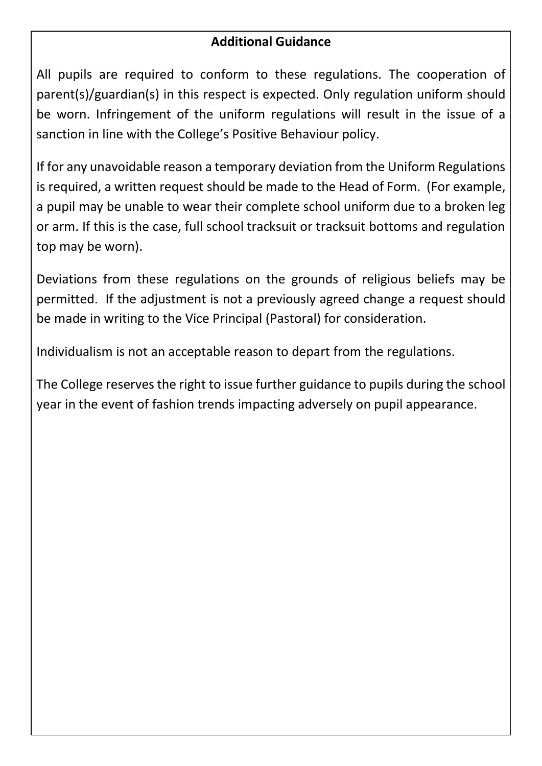**Additional Guidance**

All pupils are required to conform to these regulations. The cooperation of parent(s)/guardian(s) in this respect is expected. Only regulation uniform should be worn. Infringement of the uniform regulations will result in the issue of a sanction in line with the College's Positive Behaviour policy.

If for any unavoidable reason a temporary deviation from the Uniform Regulations is required, a written request should be made to the Head of Form. (For example, a pupil may be unable to wear their complete school uniform due to a broken leg or arm. If this is the case, full school tracksuit or tracksuit bottoms and regulation top may be worn).

Deviations from these regulations on the grounds of religious beliefs may be permitted. If the adjustment is not a previously agreed change a request should be made in writing to the Vice Principal (Pastoral) for consideration.

Individualism is not an acceptable reason to depart from the regulations.

The College reserves the right to issue further guidance to pupils during the school year in the event of fashion trends impacting adversely on pupil appearance.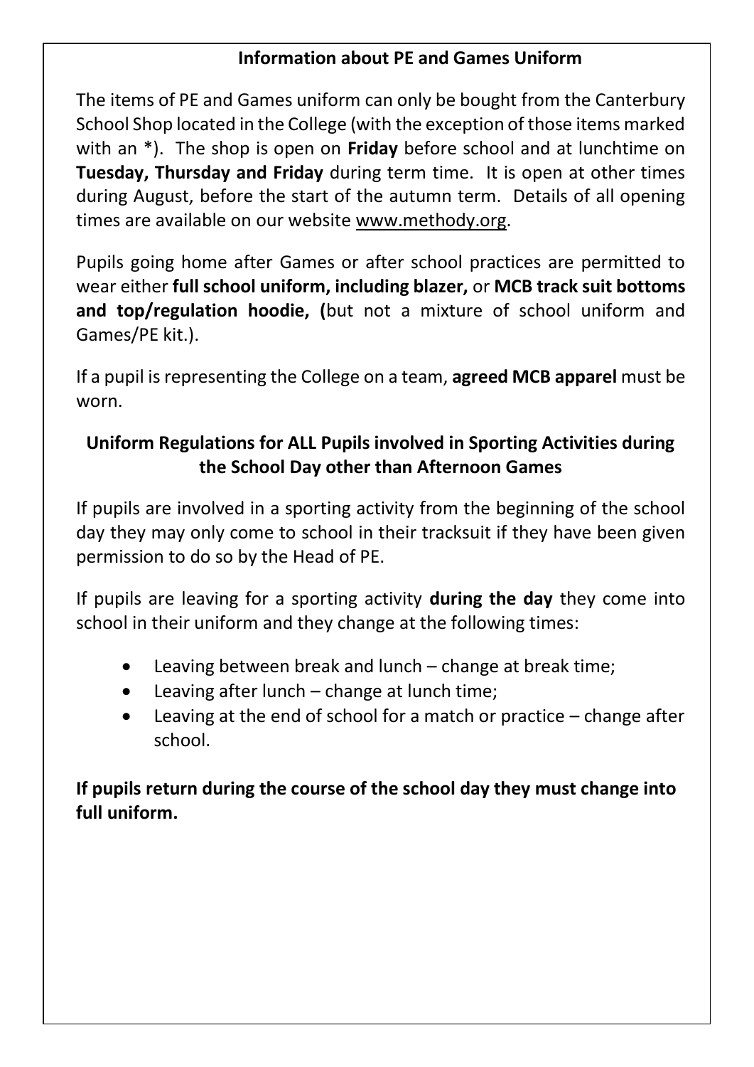## Information about PE and Games Uniform

The items of PE and Games uniform can only be bought from the Canterbury School Shop located in the College (with the exception of those items marked with an *). The shop is open on **Friday** before school and at lunchtime on **Tuesday, Thursday and Friday** during term time. It is open at other times during August, before the start of the autumn term. Details of all opening times are available on our website www.methody.org.

Pupils going home after Games or after school practices are permitted to wear either **full school uniform, including blazer,** or **MCB track suit bottoms and top/regulation hoodie, (**but not a mixture of school uniform and Games/PE kit.).

If a pupil is representing the College on a team, **agreed MCB apparel** must be worn.

## Uniform Regulations for ALL Pupils involved in Sporting Activities during the School Day other than Afternoon Games

If pupils are involved in a sporting activity from the beginning of the school day they may only come to school in their tracksuit if they have been given permission to do so by the Head of PE.

If pupils are leaving for a sporting activity **during the day** they come into school in their uniform and they change at the following times:

- Leaving between break and lunch – change at break time;
- Leaving after lunch – change at lunch time;
- Leaving at the end of school for a match or practice – change after school.

**If pupils return during the course of the school day they must change into full uniform.**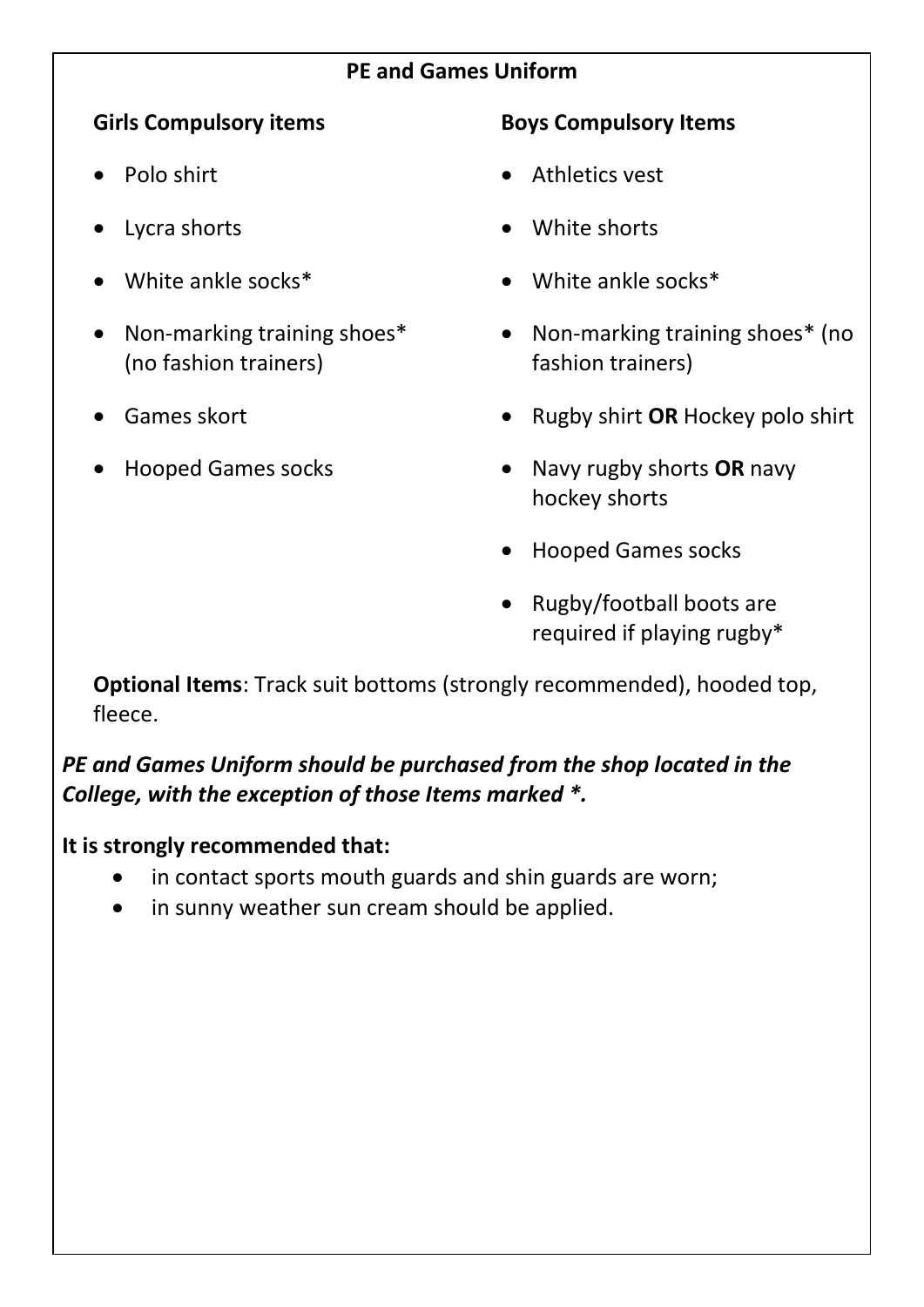## PE and Games Uniform

### Girls Compulsory items

- Polo shirt
- Lycra shorts
- White ankle socks*
- Non-marking training shoes* (no fashion trainers)
- Games skort
- Hooped Games socks

### Boys Compulsory Items

- Athletics vest
- White shorts
- White ankle socks*
- Non-marking training shoes* (no fashion trainers)
- Rugby shirt **OR** Hockey polo shirt
- Navy rugby shorts **OR** navy hockey shorts
- Hooped Games socks
- Rugby/football boots are required if playing rugby*

**Optional Items**: Track suit bottoms (strongly recommended), hooded top, fleece.

***PE and Games Uniform should be purchased from the shop located in the College, with the exception of those Items marked *.***

**It is strongly recommended that:**

- in contact sports mouth guards and shin guards are worn;
- in sunny weather sun cream should be applied.